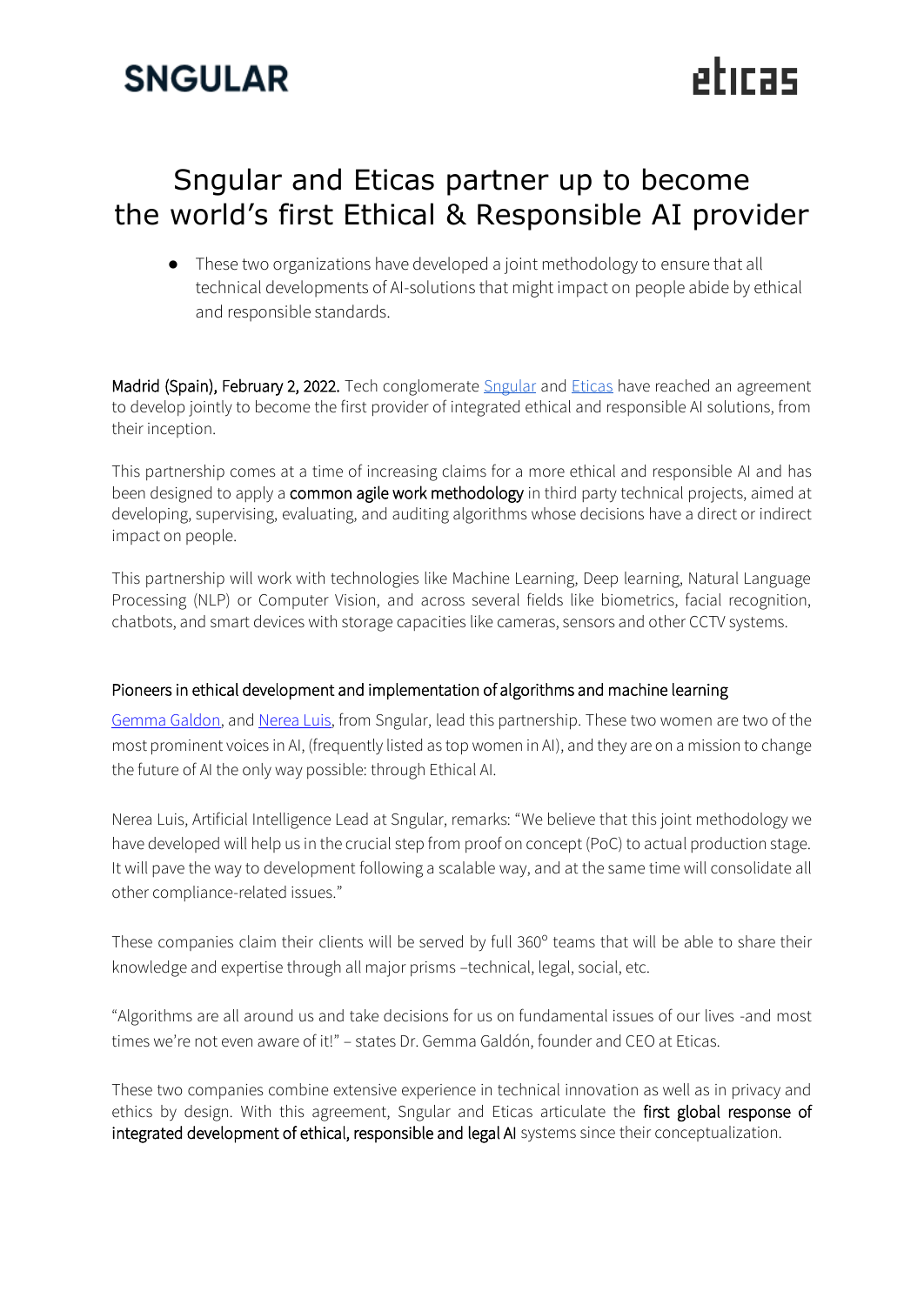SNGULAR

eticas

# Sngular and Eticas partner up to become the world's first Ethical & Responsible AI provider

- These two organizations have developed a joint methodology to ensure that all technical developments of AI-solutions that might impact on people abide by ethical and responsible standards.

**Madrid (Spain), February 2, 2022.** Tech conglomerate [Sngular](#) and [Eticas](#) have reached an agreement to develop jointly to become the first provider of integrated ethical and responsible AI solutions, from their inception.

This partnership comes at a time of increasing claims for a more ethical and responsible AI and has been designed to apply a **common agile work methodology** in third party technical projects, aimed at developing, supervising, evaluating, and auditing algorithms whose decisions have a direct or indirect impact on people.

This partnership will work with technologies like Machine Learning, Deep learning, Natural Language Processing (NLP) or Computer Vision, and across several fields like biometrics, facial recognition, chatbots, and smart devices with storage capacities like cameras, sensors and other CCTV systems.

## Pioneers in ethical development and implementation of algorithms and machine learning

[Gemma Galdon](#), and [Nerea Luis](#), from Sngular, lead this partnership. These two women are two of the most prominent voices in AI, (frequently listed as top women in AI), and they are on a mission to change the future of AI the only way possible: through Ethical AI.

Nerea Luis, Artificial Intelligence Lead at Sngular, remarks: "We believe that this joint methodology we have developed will help us in the crucial step from proof on concept (PoC) to actual production stage. It will pave the way to development following a scalable way, and at the same time will consolidate all other compliance-related issues."

These companies claim their clients will be served by full 360° teams that will be able to share their knowledge and expertise through all major prisms –technical, legal, social, etc.

"Algorithms are all around us and take decisions for us on fundamental issues of our lives -and most times we're not even aware of it!" – states Dr. Gemma Galdón, founder and CEO at Eticas.

These two companies combine extensive experience in technical innovation as well as in privacy and ethics by design. With this agreement, Sngular and Eticas articulate the **first global response of integrated development of ethical, responsible and legal AI** systems since their conceptualization.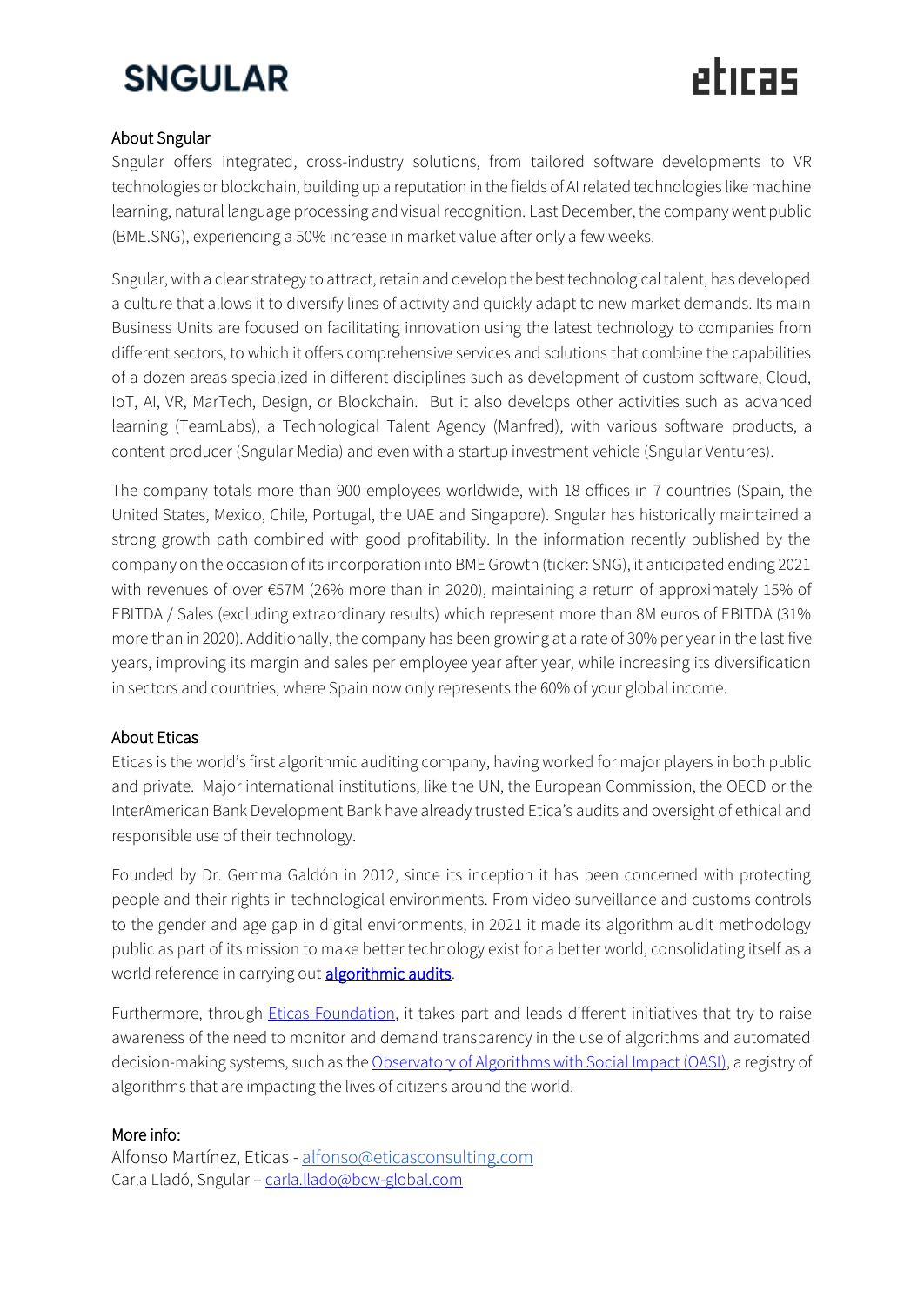## About Sngular

Sngular offers integrated, cross-industry solutions, from tailored software developments to VR technologies or blockchain, building up a reputation in the fields of AI related technologies like machine learning, natural language processing and visual recognition. Last December, the company went public (BME.SNG), experiencing a 50% increase in market value after only a few weeks.

Sngular, with a clear strategy to attract, retain and develop the best technological talent, has developed a culture that allows it to diversify lines of activity and quickly adapt to new market demands. Its main Business Units are focused on facilitating innovation using the latest technology to companies from different sectors, to which it offers comprehensive services and solutions that combine the capabilities of a dozen areas specialized in different disciplines such as development of custom software, Cloud, IoT, AI, VR, MarTech, Design, or Blockchain. But it also develops other activities such as advanced learning (TeamLabs), a Technological Talent Agency (Manfred), with various software products, a content producer (Sngular Media) and even with a startup investment vehicle (Sngular Ventures).

The company totals more than 900 employees worldwide, with 18 offices in 7 countries (Spain, the United States, Mexico, Chile, Portugal, the UAE and Singapore). Sngular has historically maintained a strong growth path combined with good profitability. In the information recently published by the company on the occasion of its incorporation into BME Growth (ticker: SNG), it anticipated ending 2021 with revenues of over €57M (26% more than in 2020), maintaining a return of approximately 15% of EBITDA / Sales (excluding extraordinary results) which represent more than 8M euros of EBITDA (31% more than in 2020). Additionally, the company has been growing at a rate of 30% per year in the last five years, improving its margin and sales per employee year after year, while increasing its diversification in sectors and countries, where Spain now only represents the 60% of your global income.

## About Eticas

Eticas is the world's first algorithmic auditing company, having worked for major players in both public and private. Major international institutions, like the UN, the European Commission, the OECD or the InterAmerican Bank Development Bank have already trusted Etica's audits and oversight of ethical and responsible use of their technology.

Founded by Dr. Gemma Galdón in 2012, since its inception it has been concerned with protecting people and their rights in technological environments. From video surveillance and customs controls to the gender and age gap in digital environments, in 2021 it made its algorithm audit methodology public as part of its mission to make better technology exist for a better world, consolidating itself as a world reference in carrying out **algorithmic audits**.

Furthermore, through Eticas Foundation, it takes part and leads different initiatives that try to raise awareness of the need to monitor and demand transparency in the use of algorithms and automated decision-making systems, such as the Observatory of Algorithms with Social Impact (OASI), a registry of algorithms that are impacting the lives of citizens around the world.

## More info:

Alfonso Martínez, Eticas - alfonso@eticasconsulting.com
Carla Lladó, Sngular – carla.llado@bcw-global.com